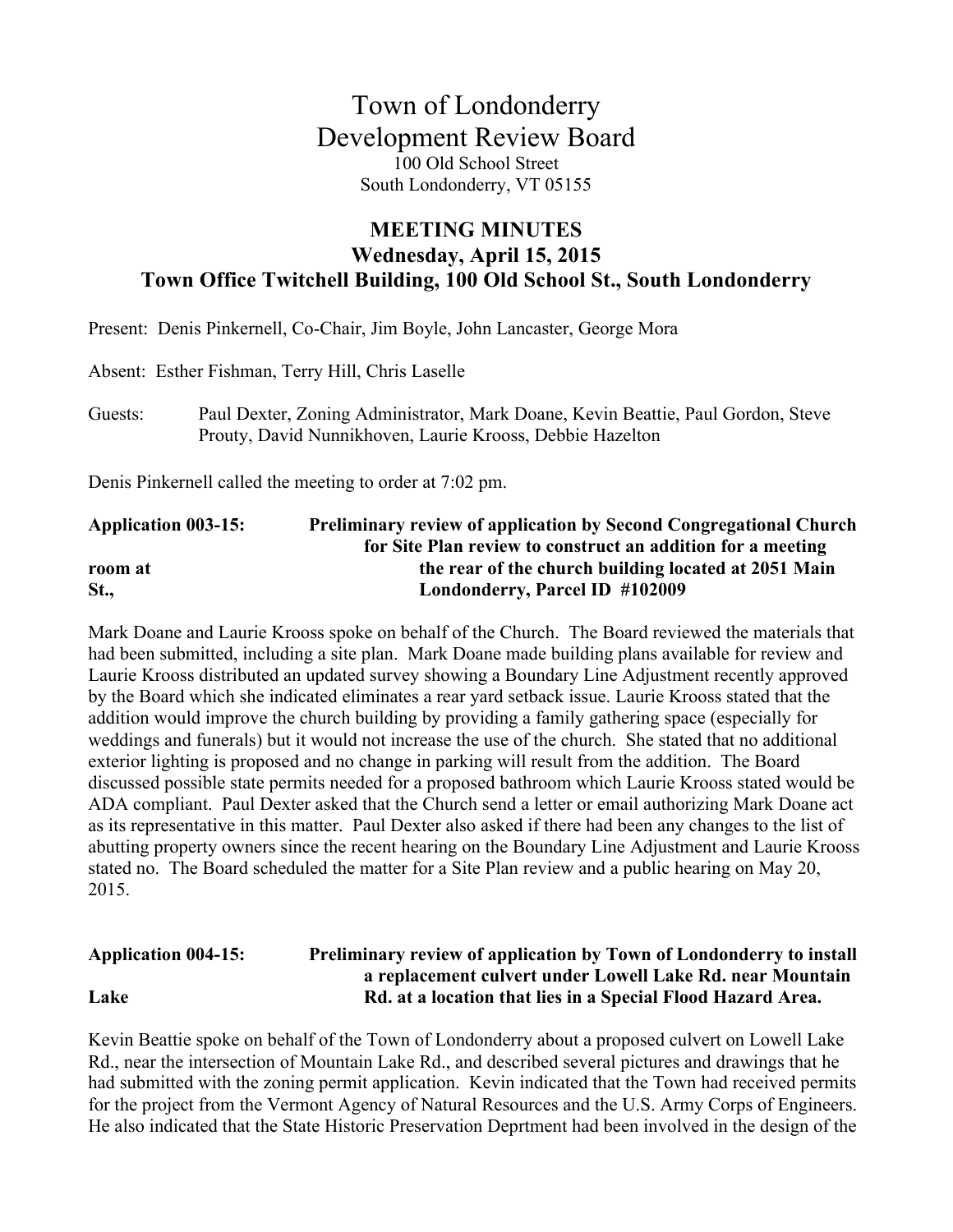# Town of Londonderry
## Development Review Board

100 Old School Street
South Londonderry, VT 05155

### MEETING MINUTES
### Wednesday, April 15, 2015
### Town Office Twitchell Building, 100 Old School St., South Londonderry

Present: Denis Pinkernell, Co-Chair, Jim Boyle, John Lancaster, George Mora

Absent: Esther Fishman, Terry Hill, Chris Laselle

Guests: Paul Dexter, Zoning Administrator, Mark Doane, Kevin Beattie, Paul Gordon, Steve Prouty, David Nunnikhoven, Laurie Krooss, Debbie Hazelton

Denis Pinkernell called the meeting to order at 7:02 pm.

**Application 003-15: Preliminary review of application by Second Congregational Church for Site Plan review to construct an addition for a meeting room at the rear of the church building located at 2051 Main St., Londonderry, Parcel ID #102009**

Mark Doane and Laurie Krooss spoke on behalf of the Church. The Board reviewed the materials that had been submitted, including a site plan. Mark Doane made building plans available for review and Laurie Krooss distributed an updated survey showing a Boundary Line Adjustment recently approved by the Board which she indicated eliminates a rear yard setback issue. Laurie Krooss stated that the addition would improve the church building by providing a family gathering space (especially for weddings and funerals) but it would not increase the use of the church. She stated that no additional exterior lighting is proposed and no change in parking will result from the addition. The Board discussed possible state permits needed for a proposed bathroom which Laurie Krooss stated would be ADA compliant. Paul Dexter asked that the Church send a letter or email authorizing Mark Doane act as its representative in this matter. Paul Dexter also asked if there had been any changes to the list of abutting property owners since the recent hearing on the Boundary Line Adjustment and Laurie Krooss stated no. The Board scheduled the matter for a Site Plan review and a public hearing on May 20, 2015.

**Application 004-15: Preliminary review of application by Town of Londonderry to install a replacement culvert under Lowell Lake Rd. near Mountain Lake Rd. at a location that lies in a Special Flood Hazard Area.**

Kevin Beattie spoke on behalf of the Town of Londonderry about a proposed culvert on Lowell Lake Rd., near the intersection of Mountain Lake Rd., and described several pictures and drawings that he had submitted with the zoning permit application. Kevin indicated that the Town had received permits for the project from the Vermont Agency of Natural Resources and the U.S. Army Corps of Engineers. He also indicated that the State Historic Preservation Deprtment had been involved in the design of the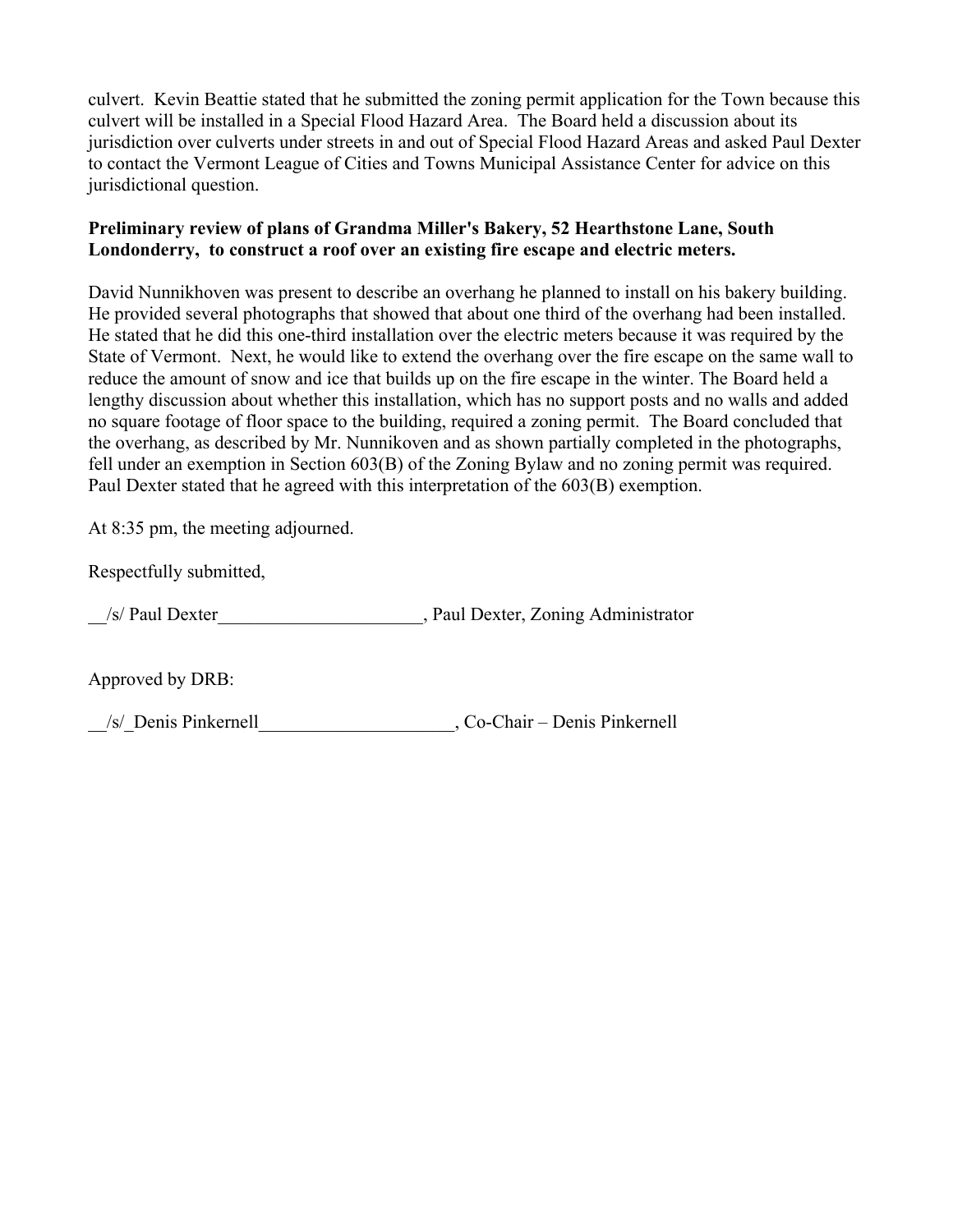culvert. Kevin Beattie stated that he submitted the zoning permit application for the Town because this culvert will be installed in a Special Flood Hazard Area. The Board held a discussion about its jurisdiction over culverts under streets in and out of Special Flood Hazard Areas and asked Paul Dexter to contact the Vermont League of Cities and Towns Municipal Assistance Center for advice on this jurisdictional question.

**Preliminary review of plans of Grandma Miller's Bakery, 52 Hearthstone Lane, South Londonderry, to construct a roof over an existing fire escape and electric meters.**

David Nunnikhoven was present to describe an overhang he planned to install on his bakery building. He provided several photographs that showed that about one third of the overhang had been installed. He stated that he did this one-third installation over the electric meters because it was required by the State of Vermont. Next, he would like to extend the overhang over the fire escape on the same wall to reduce the amount of snow and ice that builds up on the fire escape in the winter. The Board held a lengthy discussion about whether this installation, which has no support posts and no walls and added no square footage of floor space to the building, required a zoning permit. The Board concluded that the overhang, as described by Mr. Nunnikoven and as shown partially completed in the photographs, fell under an exemption in Section 603(B) of the Zoning Bylaw and no zoning permit was required. Paul Dexter stated that he agreed with this interpretation of the 603(B) exemption.

At 8:35 pm, the meeting adjourned.

Respectfully submitted,

__/s/ Paul Dexter______________________, Paul Dexter, Zoning Administrator

Approved by DRB:

__/s/_Denis Pinkernell_____________________, Co-Chair – Denis Pinkernell